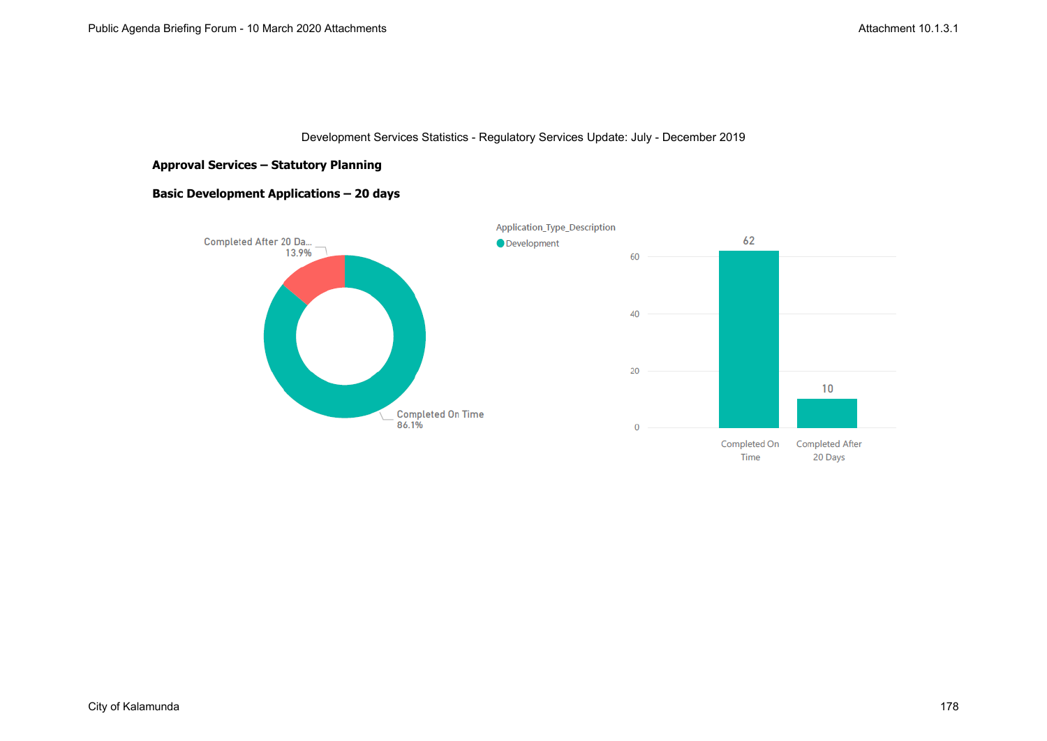Development Services Statistics - Regulatory Services Update: July - December 2019

## Approval Services – Statutory Planning

### Basic Development Applications – 20 days

Completed After 20 Da... 13.9%

Completed On Time 86.1%

Application_Type_Description

Development

| | Completed On Time | Completed After 20 Days |
|---|---|---|
| Development | 62 | 10 |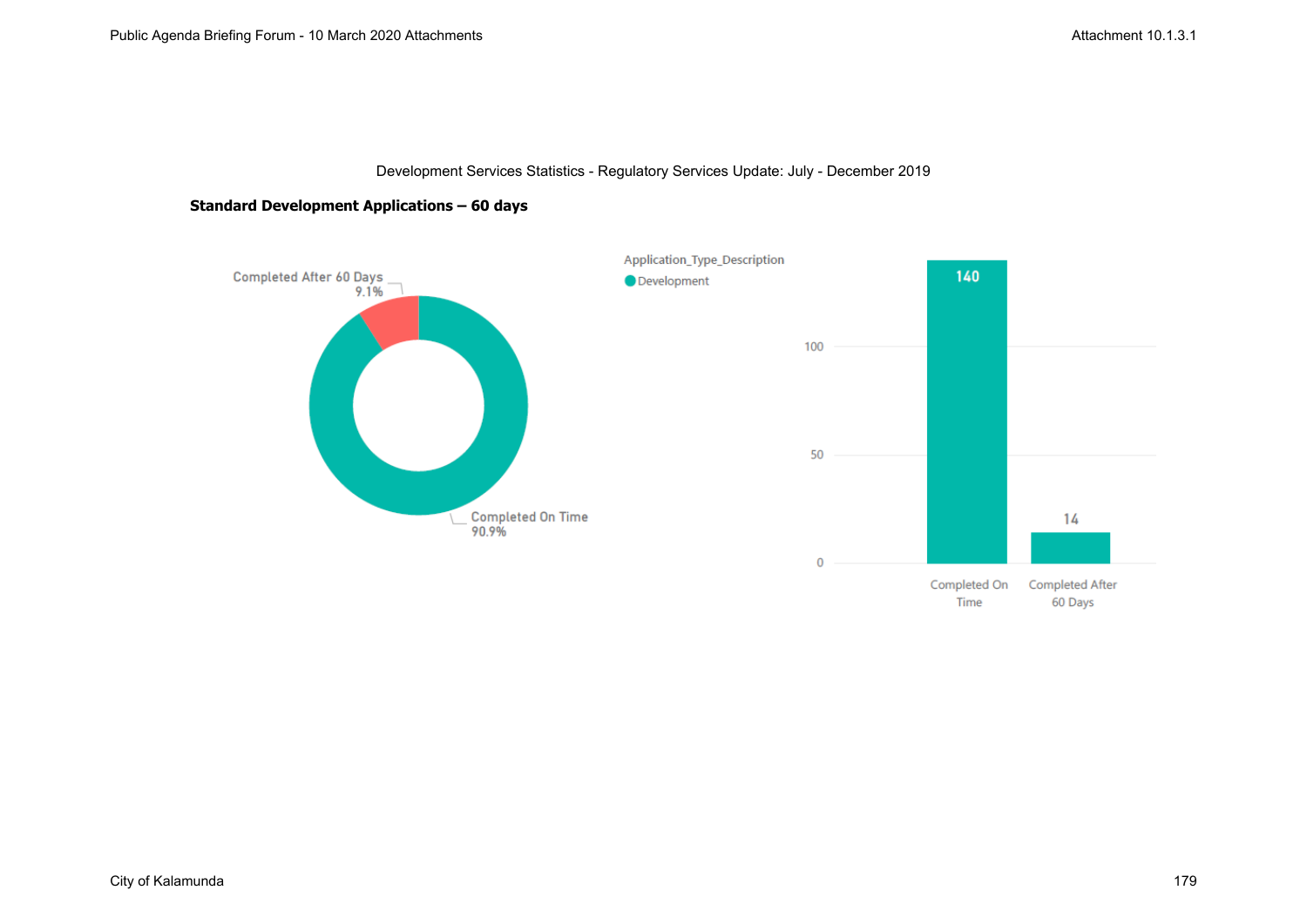Development Services Statistics - Regulatory Services Update: July - December 2019

**Standard Development Applications – 60 days**

Completed After 60 Days 9.1%

Completed On Time 90.9%

Application_Type_Description

Development

| | Completed On Time | Completed After 60 Days |
|---|---|---|
| Development | 140 | 14 |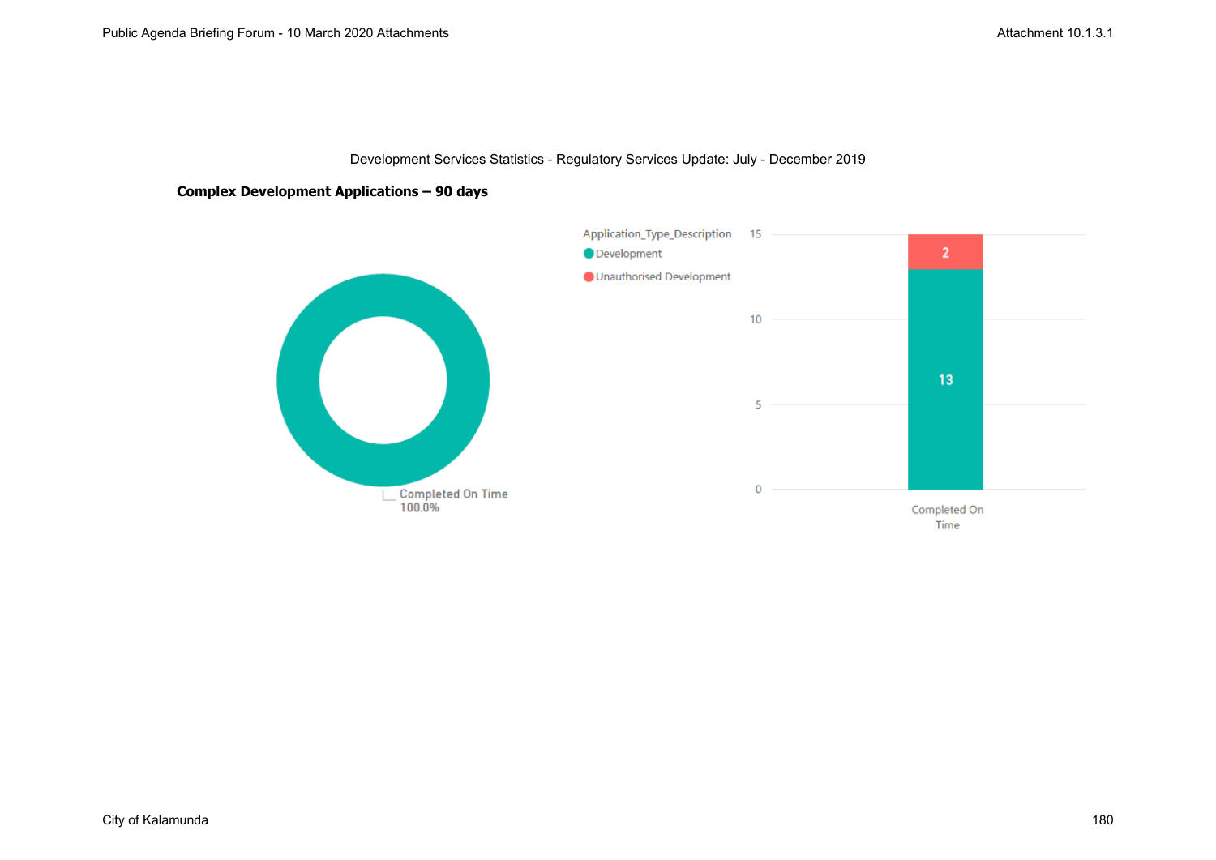Development Services Statistics - Regulatory Services Update: July - December 2019

**Complex Development Applications – 90 days**

Completed On Time
100.0%

Application_Type_Description
- Development
- Unauthorised Development

| | Development | Unauthorised Development |
|---|---|---|
| Completed On Time | 13 | 2 |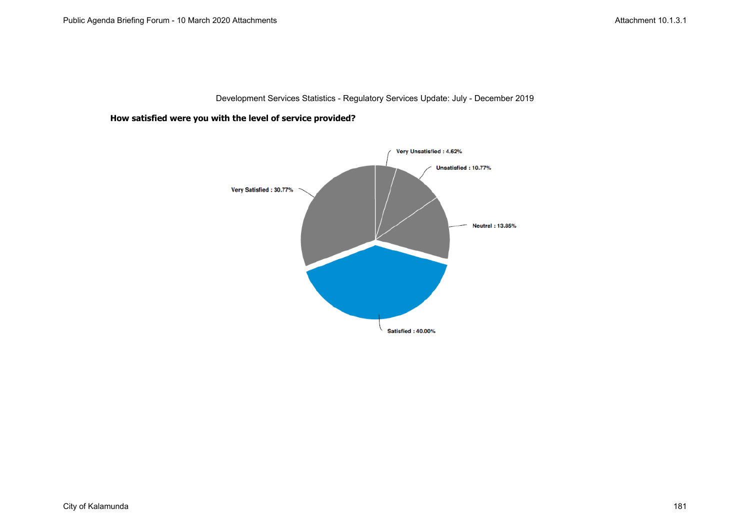Development Services Statistics - Regulatory Services Update: July - December 2019

**How satisfied were you with the level of service provided?**

Very Unsatisfied : 4.62%

Unsatisfied : 10.77%

Very Satisfied : 30.77%

Neutral : 13.85%

Satisfied : 40.00%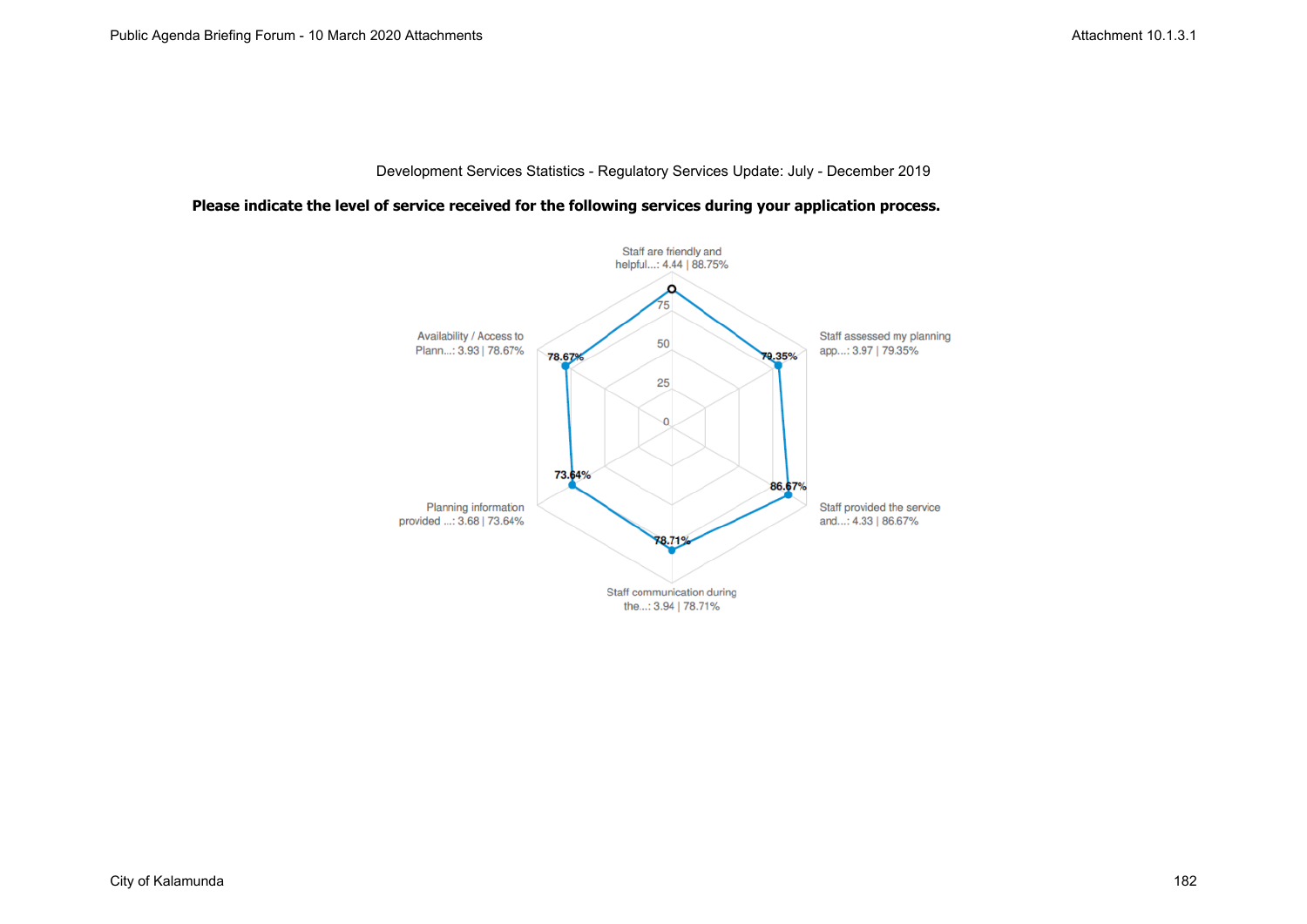Development Services Statistics - Regulatory Services Update: July - December 2019

**Please indicate the level of service received for the following services during your application process.**

Staff are friendly and helpful...: 4.44 | 88.75%

Staff assessed my planning app...: 3.97 | 79.35%

Staff provided the service and...: 4.33 | 86.67%

Staff communication during the...: 3.94 | 78.71%

Planning information provided ...: 3.68 | 73.64%

Availability / Access to Plann...: 3.93 | 78.67%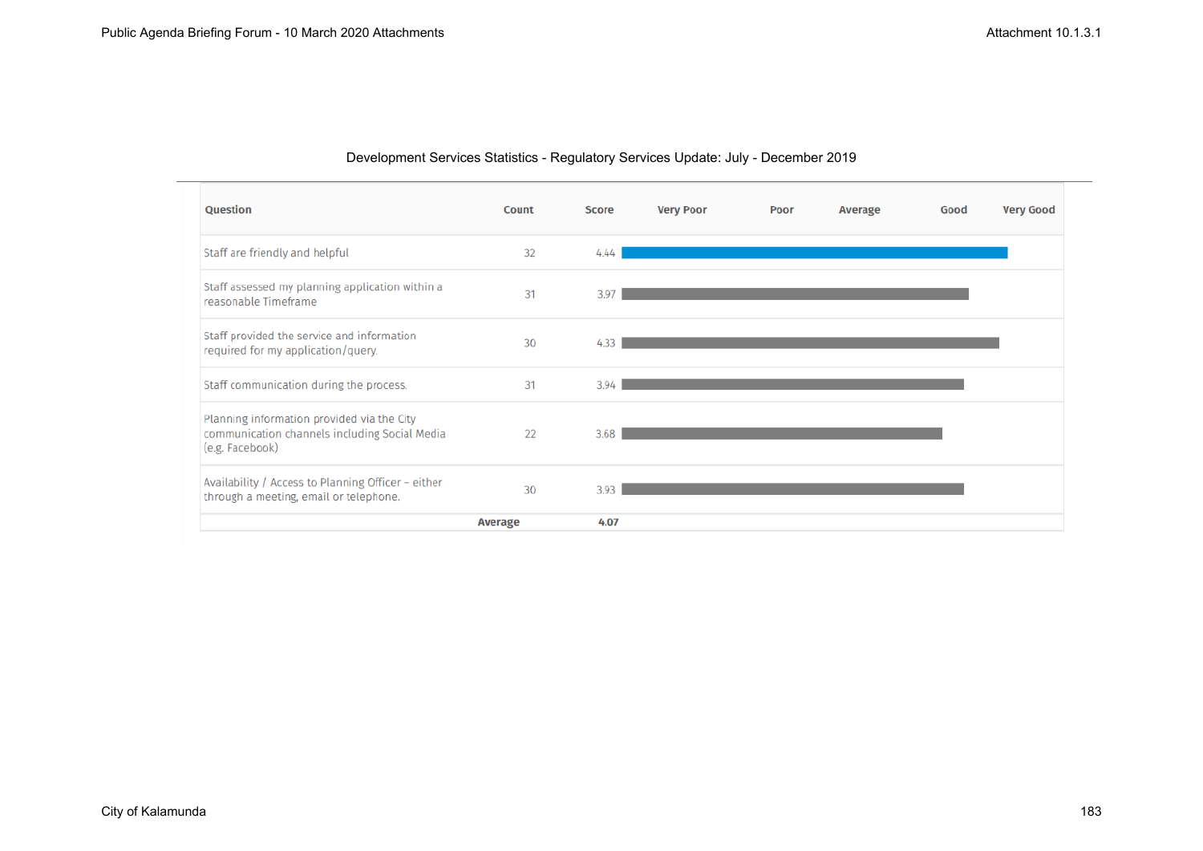Development Services Statistics - Regulatory Services Update: July - December 2019

| Question | Count | Score | Very Poor | Poor | Average | Good | Very Good |
|---|---|---|---|---|---|---|---|
| Staff are friendly and helpful | 32 | 4.44 | | | | | |
| Staff assessed my planning application within a reasonable Timeframe | 31 | 3.97 | | | | | |
| Staff provided the service and information required for my application/query. | 30 | 4.33 | | | | | |
| Staff communication during the process. | 31 | 3.94 | | | | | |
| Planning information provided via the City communication channels including Social Media (e.g. Facebook) | 22 | 3.68 | | | | | |
| Availability / Access to Planning Officer – either through a meeting, email or telephone. | 30 | 3.93 | | | | | |
| | **Average** | **4.07** | | | | | |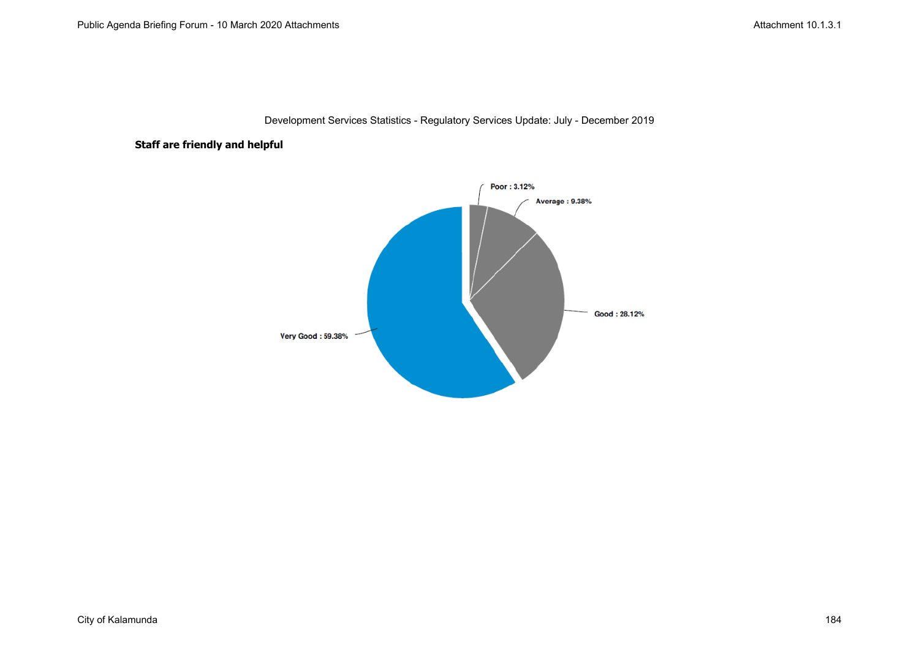Development Services Statistics - Regulatory Services Update: July - December 2019

**Staff are friendly and helpful**

Poor : 3.12%

Average : 9.38%

Good : 28.12%

Very Good : 59.38%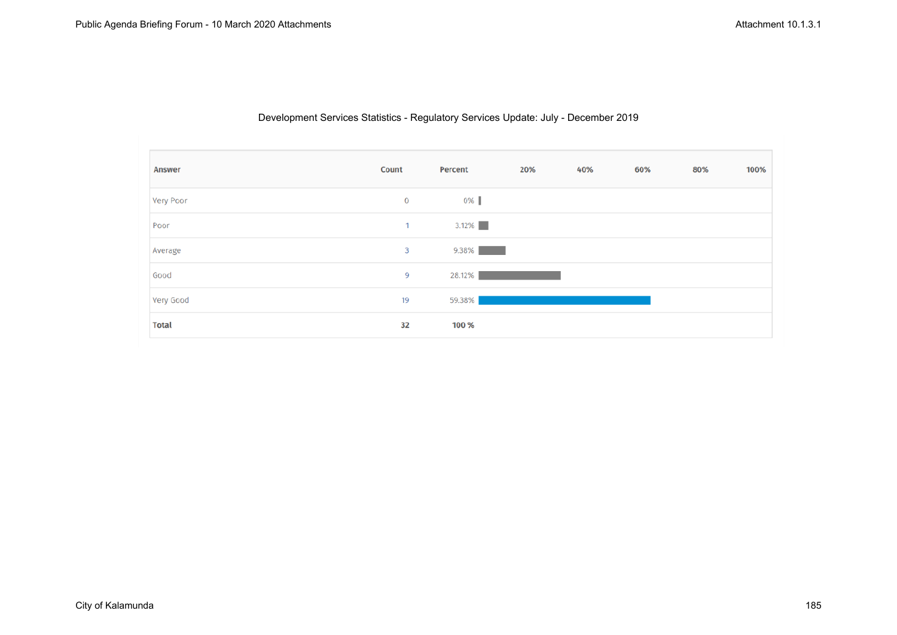Development Services Statistics - Regulatory Services Update: July - December 2019

| Answer | Count | Percent |
|---|---|---|
| Very Poor | 0 | 0% |
| Poor | 1 | 3.12% |
| Average | 3 | 9.38% |
| Good | 9 | 28.12% |
| Very Good | 19 | 59.38% |
| **Total** | **32** | **100 %** |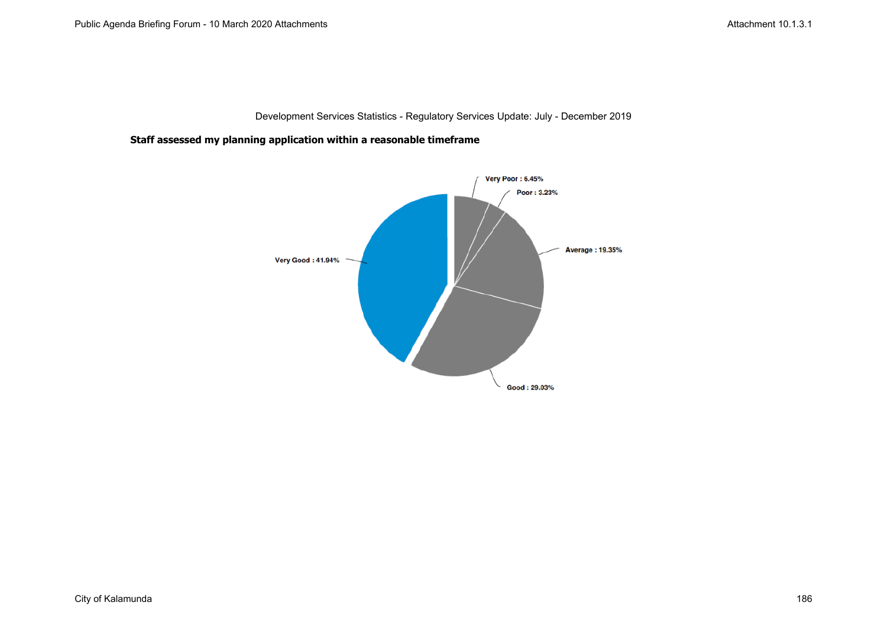Development Services Statistics - Regulatory Services Update: July - December 2019

**Staff assessed my planning application within a reasonable timeframe**

Very Poor : 6.45%

Poor : 3.23%

Average : 19.35%

Very Good : 41.94%

Good : 29.03%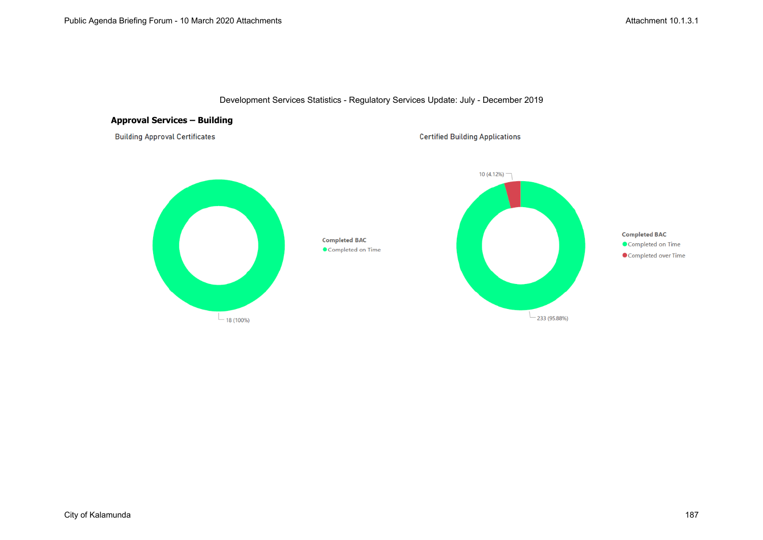Development Services Statistics - Regulatory Services Update: July - December 2019

## Approval Services – Building

Building Approval Certificates

18 (100%)

**Completed BAC**
- Completed on Time

Certified Building Applications

10 (4.12%)

233 (95.88%)

**Completed BAC**
- Completed on Time
- Completed over Time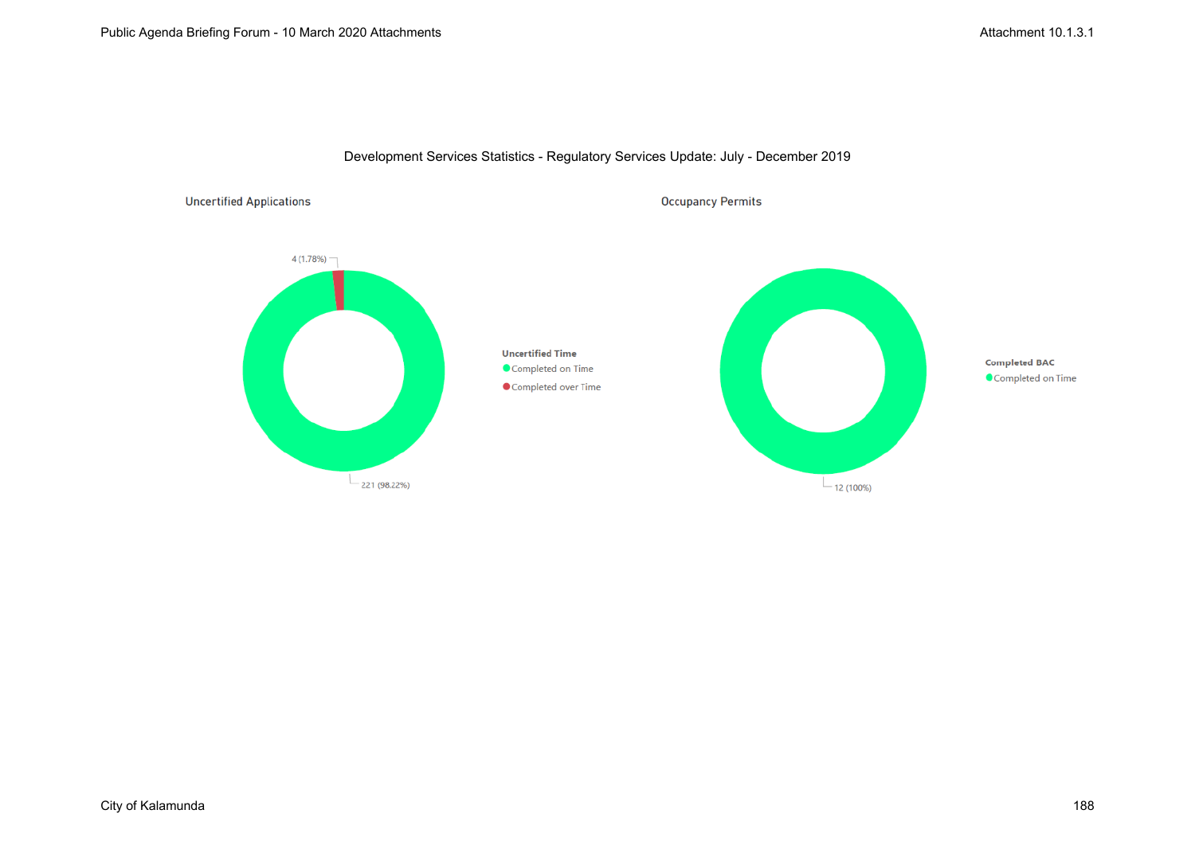Development Services Statistics - Regulatory Services Update: July - December 2019

## Uncertified Applications

**Uncertified Time**

- Completed on Time: 221 (98.22%)
- Completed over Time: 4 (1.78%)

## Occupancy Permits

**Completed BAC**

- Completed on Time: 12 (100%)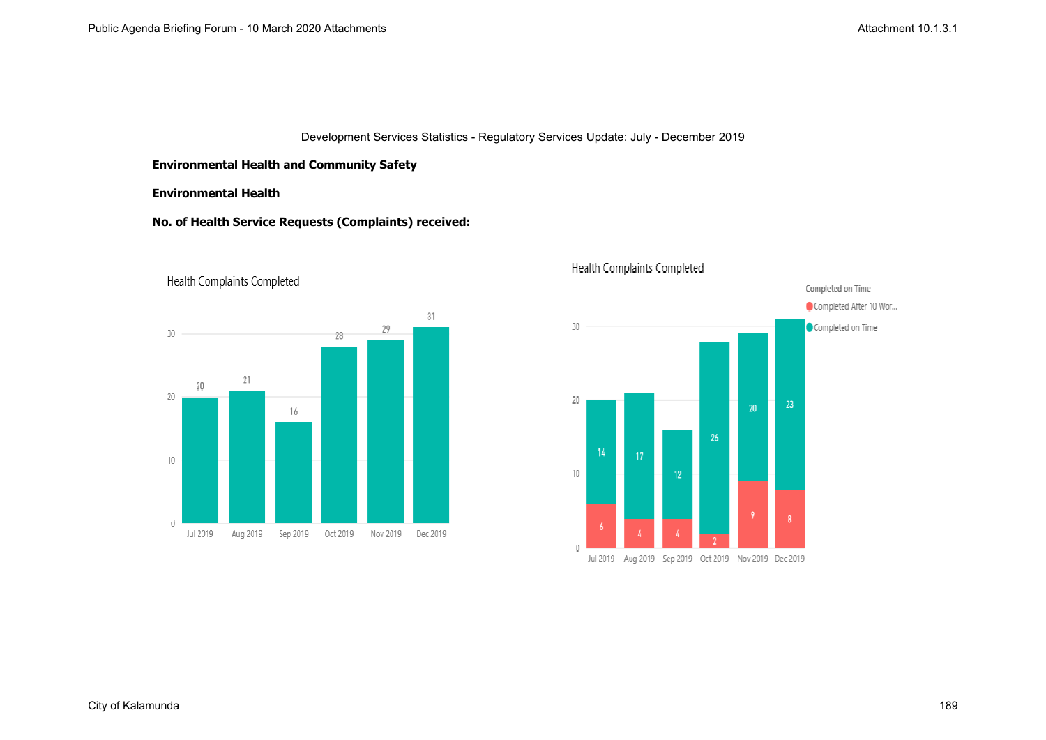Development Services Statistics - Regulatory Services Update: July - December 2019

**Environmental Health and Community Safety**

**Environmental Health**

**No. of Health Service Requests (Complaints) received:**

Health Complaints Completed

| Month | Health Complaints Completed |
|---|---|
| Jul 2019 | 20 |
| Aug 2019 | 21 |
| Sep 2019 | 16 |
| Oct 2019 | 28 |
| Nov 2019 | 29 |
| Dec 2019 | 31 |

Health Complaints Completed

| Month | Completed After 10 Wor... | Completed on Time |
|---|---|---|
| Jul 2019 | 6 | 14 |
| Aug 2019 | 4 | 17 |
| Sep 2019 | 4 | 12 |
| Oct 2019 | 2 | 26 |
| Nov 2019 | 9 | 20 |
| Dec 2019 | 8 | 23 |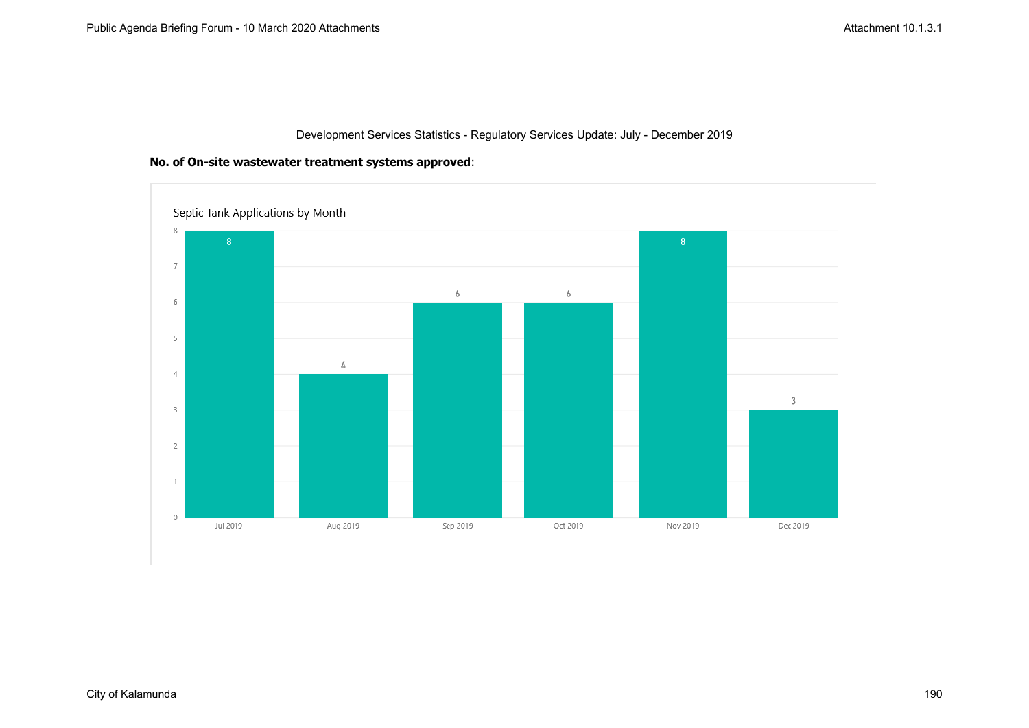Development Services Statistics - Regulatory Services Update: July - December 2019

**No. of On-site wastewater treatment systems approved**:

Septic Tank Applications by Month

| Month | Applications |
|---|---|
| Jul 2019 | 8 |
| Aug 2019 | 4 |
| Sep 2019 | 6 |
| Oct 2019 | 6 |
| Nov 2019 | 8 |
| Dec 2019 | 3 |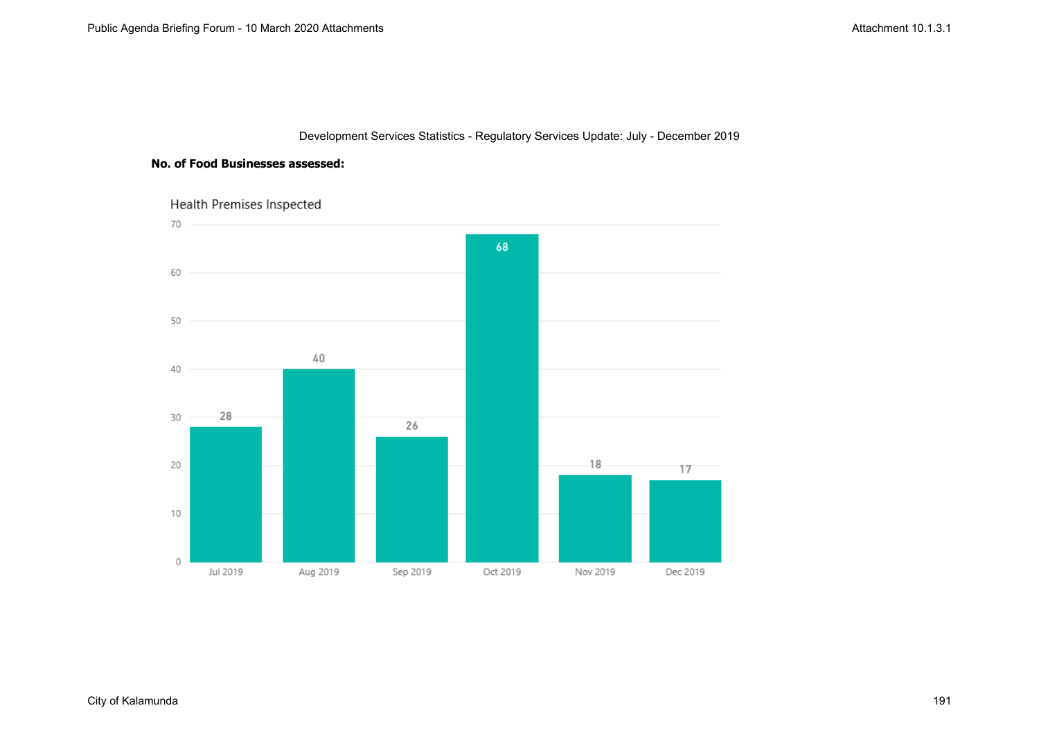Development Services Statistics - Regulatory Services Update: July - December 2019

**No. of Food Businesses assessed:**

Health Premises Inspected

| Month | Health Premises Inspected |
|---|---|
| Jul 2019 | 28 |
| Aug 2019 | 40 |
| Sep 2019 | 26 |
| Oct 2019 | 68 |
| Nov 2019 | 18 |
| Dec 2019 | 17 |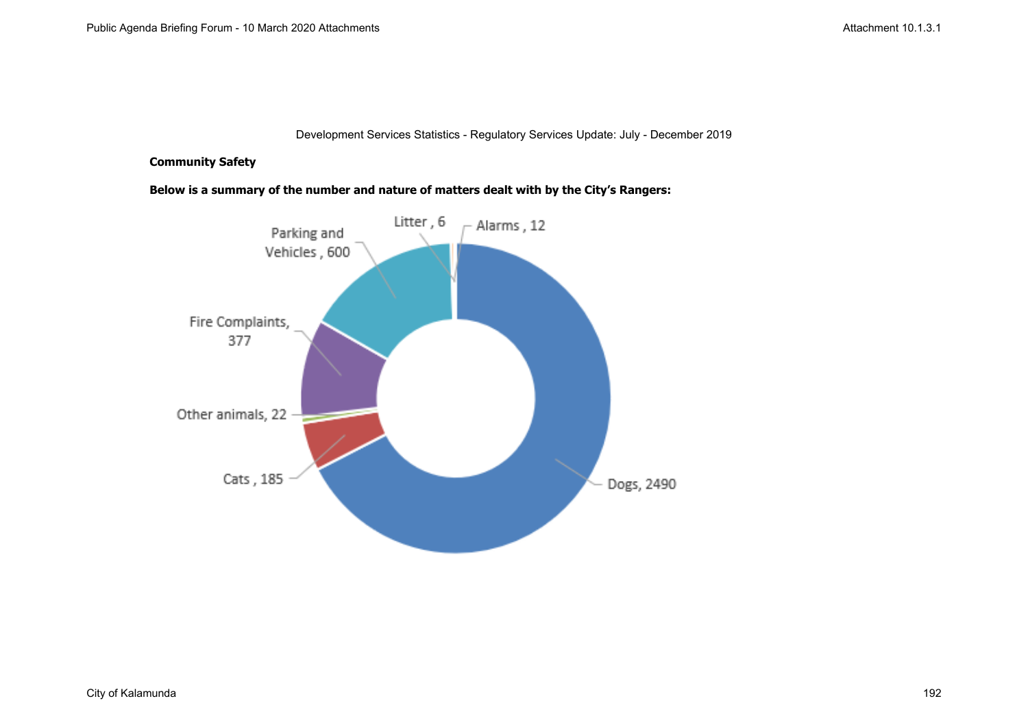Development Services Statistics - Regulatory Services Update: July - December 2019

**Community Safety**

**Below is a summary of the number and nature of matters dealt with by the City's Rangers:**

Litter , 6

Alarms , 12

Parking and Vehicles , 600

Fire Complaints, 377

Other animals, 22

Cats , 185

Dogs, 2490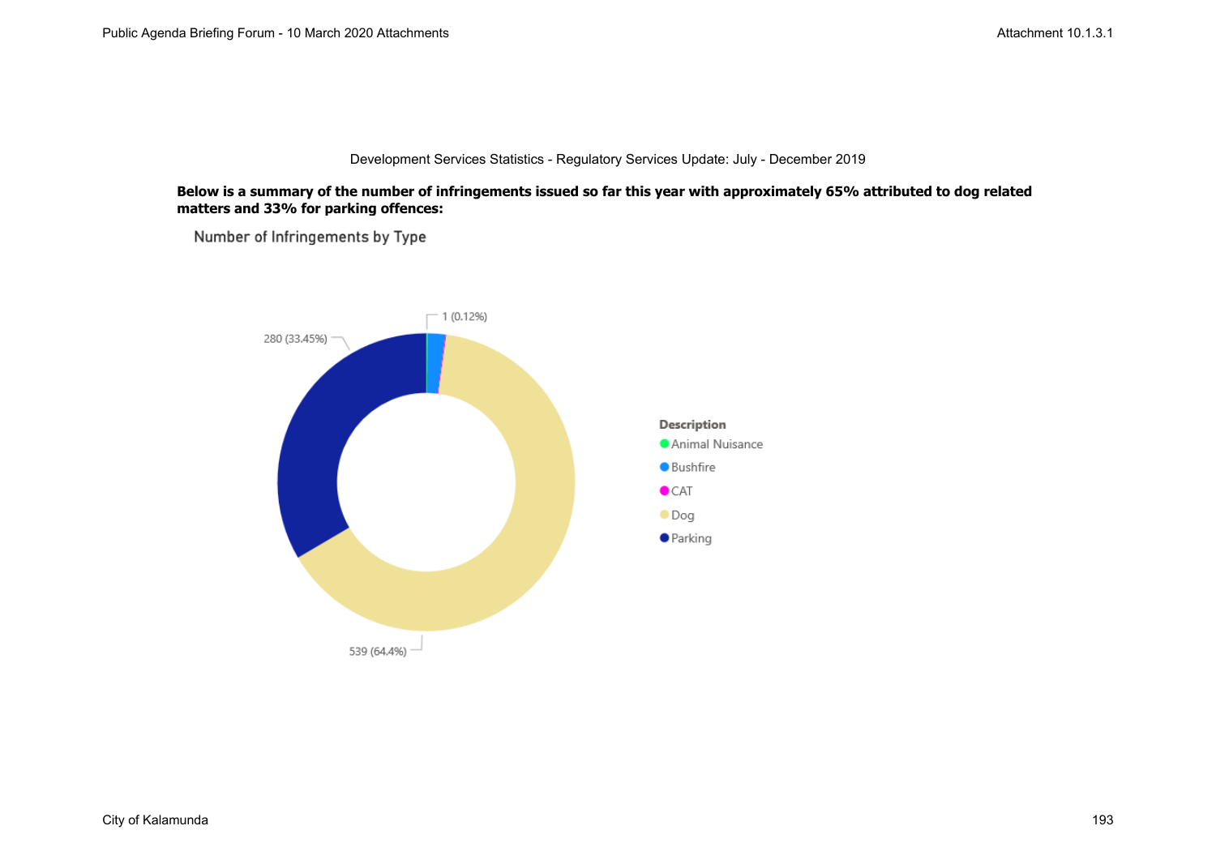Development Services Statistics - Regulatory Services Update: July - December 2019

**Below is a summary of the number of infringements issued so far this year with approximately 65% attributed to dog related matters and 33% for parking offences:**

Number of Infringements by Type

| Description | Number |
|---|---|
| Animal Nuisance | 1 (0.12%) |
| Bushfire | |
| CAT | |
| Dog | 539 (64.4%) |
| Parking | 280 (33.45%) |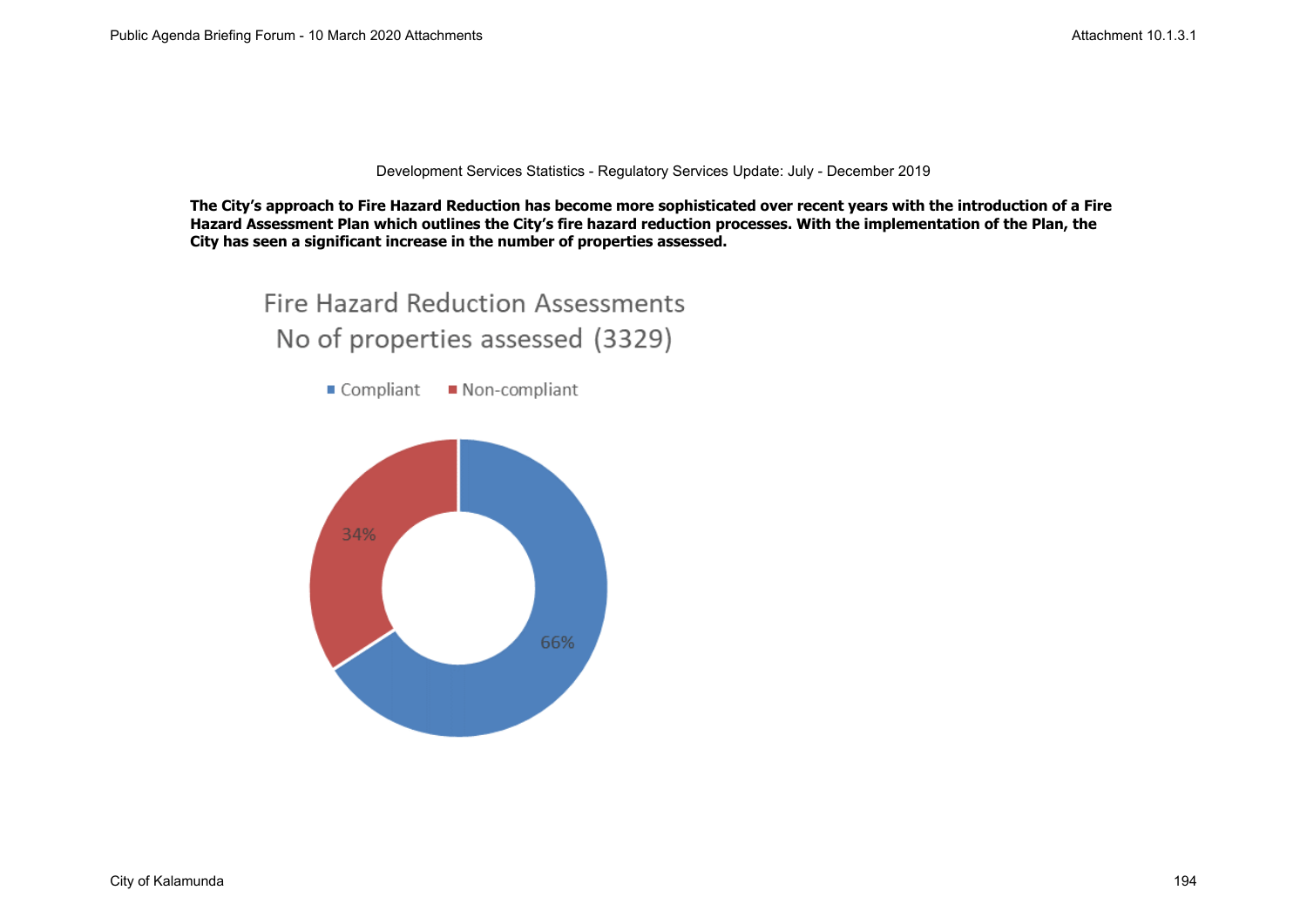Development Services Statistics - Regulatory Services Update: July - December 2019

**The City's approach to Fire Hazard Reduction has become more sophisticated over recent years with the introduction of a Fire Hazard Assessment Plan which outlines the City's fire hazard reduction processes. With the implementation of the Plan, the City has seen a significant increase in the number of properties assessed.**

Fire Hazard Reduction Assessments
No of properties assessed (3329)

Compliant
Non-compliant

34%
66%